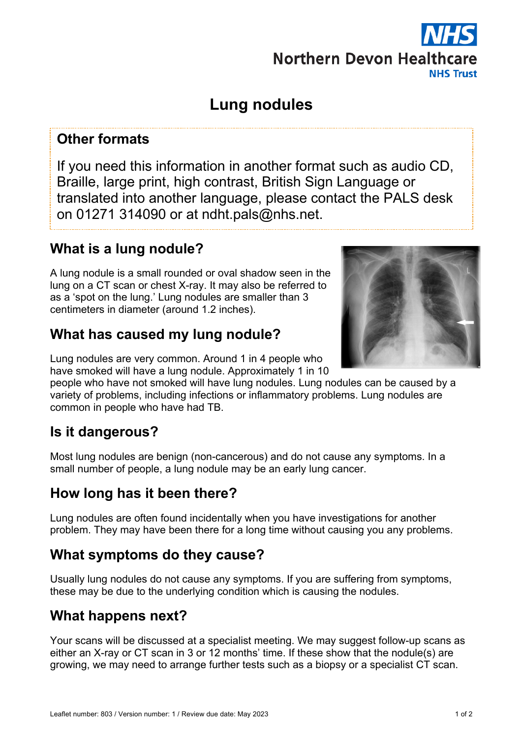# Lung nodules

## Other formats

If you need this information in another format such as audio CD, Braille, large print, high contrast, British Sign Language or translated into another language, please contact the PALS desk on 01271 314090 or at ndht.pals@nhs.net.

## What is a lung nodule?

A lung nodule is a small rounded or oval shadow seen in the lung on a CT scan or chest X-ray. It may also be referred to as a 'spot on the lung.' Lung nodules are smaller than 3 centimeters in diameter (around 1.2 inches).

## What has caused my lung nodule?

Lung nodules are very common. Around 1 in 4 people who have smoked will have a lung nodule. Approximately 1 in 10 people who have not smoked will have lung nodules. Lung nodules can be caused by a variety of problems, including infections or inflammatory problems. Lung nodules are common in people who have had TB.

## Is it dangerous?

Most lung nodules are benign (non-cancerous) and do not cause any symptoms. In a small number of people, a lung nodule may be an early lung cancer.

## How long has it been there?

Lung nodules are often found incidentally when you have investigations for another problem. They may have been there for a long time without causing you any problems.

## What symptoms do they cause?

Usually lung nodules do not cause any symptoms. If you are suffering from symptoms, these may be due to the underlying condition which is causing the nodules.

## What happens next?

Your scans will be discussed at a specialist meeting. We may suggest follow-up scans as either an X-ray or CT scan in 3 or 12 months' time. If these show that the nodule(s) are growing, we may need to arrange further tests such as a biopsy or a specialist CT scan.

Leaflet number: 803 / Version number: 1 / Review due date: May 2023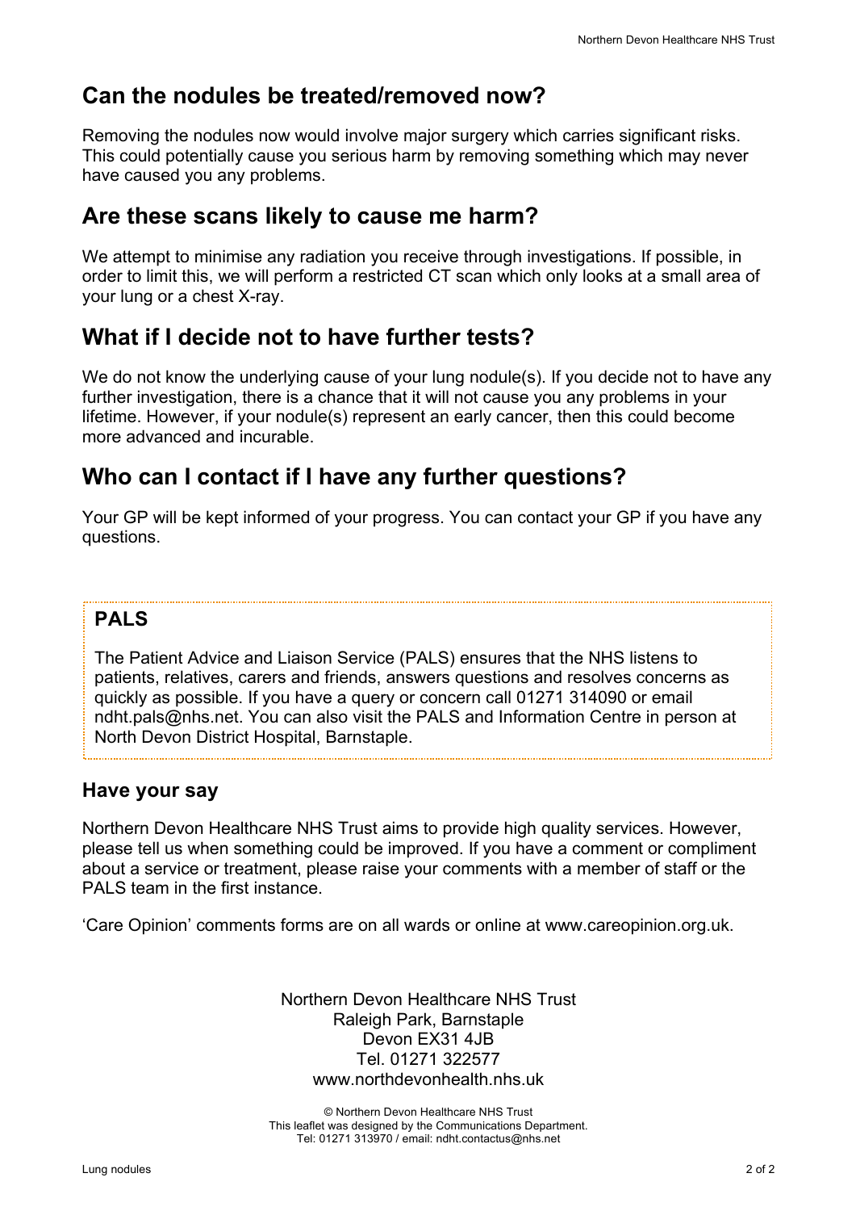## Can the nodules be treated/removed now?

Removing the nodules now would involve major surgery which carries significant risks. This could potentially cause you serious harm by removing something which may never have caused you any problems.

## Are these scans likely to cause me harm?

We attempt to minimise any radiation you receive through investigations. If possible, in order to limit this, we will perform a restricted CT scan which only looks at a small area of your lung or a chest X-ray.

## What if I decide not to have further tests?

We do not know the underlying cause of your lung nodule(s). If you decide not to have any further investigation, there is a chance that it will not cause you any problems in your lifetime. However, if your nodule(s) represent an early cancer, then this could become more advanced and incurable.

## Who can I contact if I have any further questions?

Your GP will be kept informed of your progress. You can contact your GP if you have any questions.

### PALS

The Patient Advice and Liaison Service (PALS) ensures that the NHS listens to patients, relatives, carers and friends, answers questions and resolves concerns as quickly as possible. If you have a query or concern call 01271 314090 or email ndht.pals@nhs.net. You can also visit the PALS and Information Centre in person at North Devon District Hospital, Barnstaple.

### Have your say

Northern Devon Healthcare NHS Trust aims to provide high quality services. However, please tell us when something could be improved. If you have a comment or compliment about a service or treatment, please raise your comments with a member of staff or the PALS team in the first instance.

'Care Opinion' comments forms are on all wards or online at www.careopinion.org.uk.

Northern Devon Healthcare NHS Trust
Raleigh Park, Barnstaple
Devon EX31 4JB
Tel. 01271 322577
www.northdevonhealth.nhs.uk

© Northern Devon Healthcare NHS Trust
This leaflet was designed by the Communications Department.
Tel: 01271 313970 / email: ndht.contactus@nhs.net